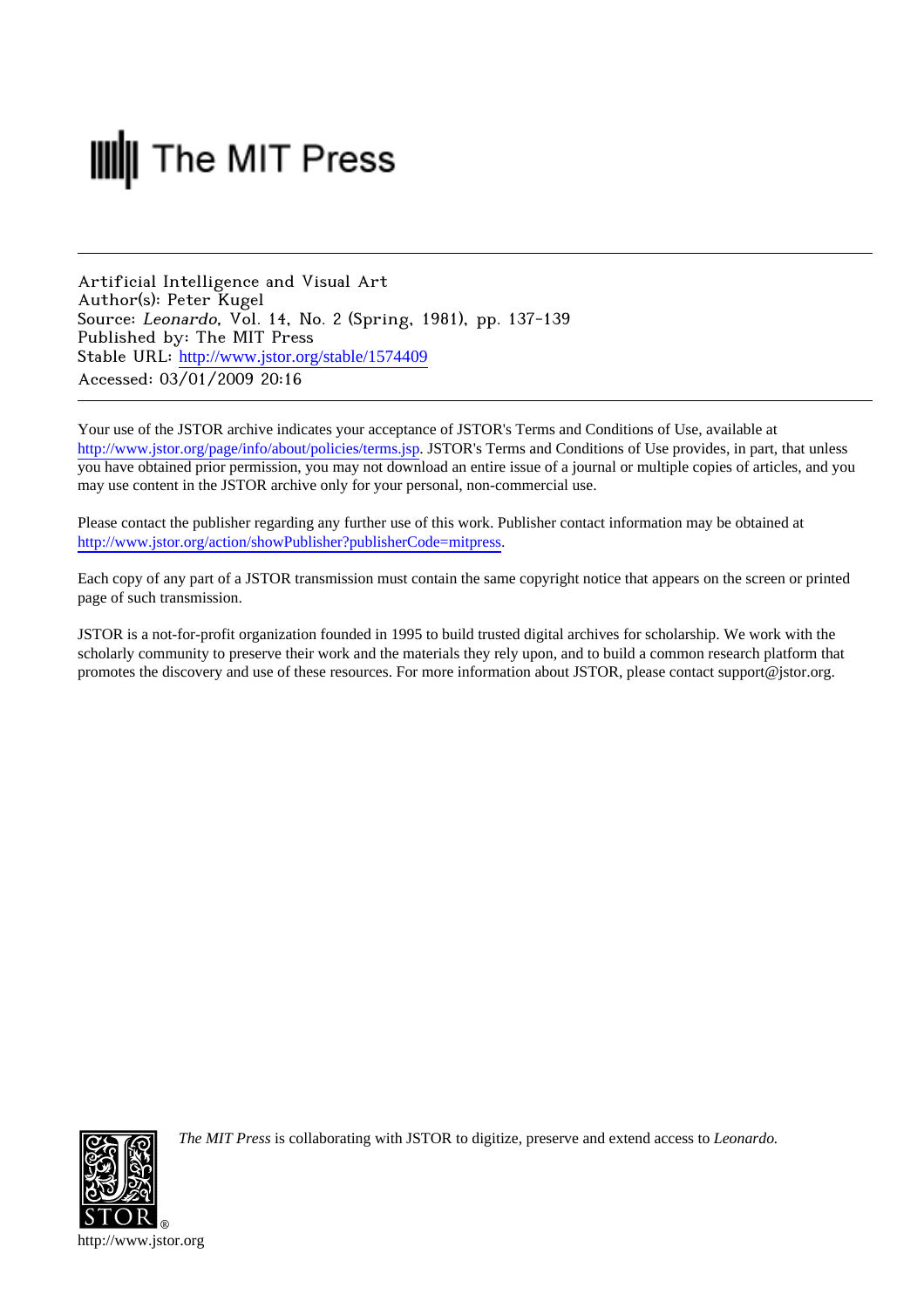The MIT Press

---

Artificial Intelligence and Visual Art
Author(s): Peter Kugel
Source: *Leonardo*, Vol. 14, No. 2 (Spring, 1981), pp. 137-139
Published by: The MIT Press
Stable URL: http://www.jstor.org/stable/1574409
Accessed: 03/01/2009 20:16

---

Your use of the JSTOR archive indicates your acceptance of JSTOR's Terms and Conditions of Use, available at http://www.jstor.org/page/info/about/policies/terms.jsp. JSTOR's Terms and Conditions of Use provides, in part, that unless you have obtained prior permission, you may not download an entire issue of a journal or multiple copies of articles, and you may use content in the JSTOR archive only for your personal, non-commercial use.

Please contact the publisher regarding any further use of this work. Publisher contact information may be obtained at http://www.jstor.org/action/showPublisher?publisherCode=mitpress.

Each copy of any part of a JSTOR transmission must contain the same copyright notice that appears on the screen or printed page of such transmission.

JSTOR is a not-for-profit organization founded in 1995 to build trusted digital archives for scholarship. We work with the scholarly community to preserve their work and the materials they rely upon, and to build a common research platform that promotes the discovery and use of these resources. For more information about JSTOR, please contact support@jstor.org.

*The MIT Press* is collaborating with JSTOR to digitize, preserve and extend access to *Leonardo*.

http://www.jstor.org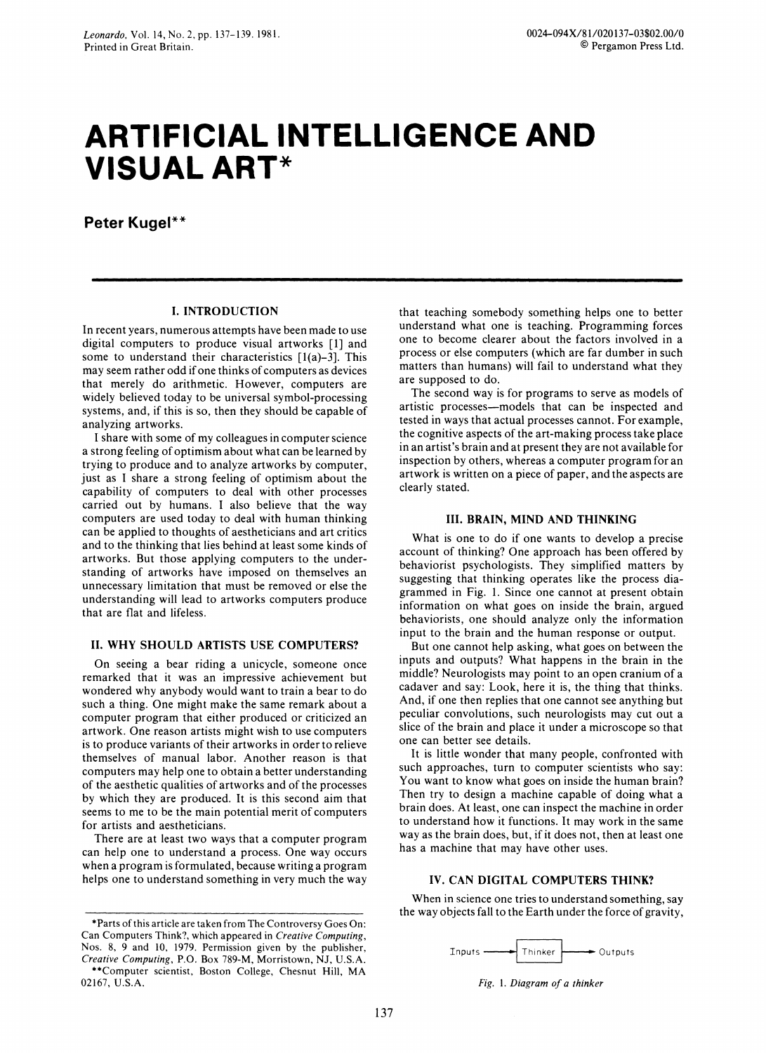# ARTIFICIAL INTELLIGENCE AND VISUAL ART*

**Peter Kugel****

## I. INTRODUCTION

In recent years, numerous attempts have been made to use digital computers to produce visual artworks [1] and some to understand their characteristics [1(a)–3]. This may seem rather odd if one thinks of computers as devices that merely do arithmetic. However, computers are widely believed today to be universal symbol-processing systems, and, if this is so, then they should be capable of analyzing artworks.

I share with some of my colleagues in computer science a strong feeling of optimism about what can be learned by trying to produce and to analyze artworks by computer, just as I share a strong feeling of optimism about the capability of computers to deal with other processes carried out by humans. I also believe that the way computers are used today to deal with human thinking can be applied to thoughts of aestheticians and art critics and to the thinking that lies behind at least some kinds of artworks. But those applying computers to the understanding of artworks have imposed on themselves an unnecessary limitation that must be removed or else the understanding will lead to artworks computers produce that are flat and lifeless.

## II. WHY SHOULD ARTISTS USE COMPUTERS?

On seeing a bear riding a unicycle, someone once remarked that it was an impressive achievement but wondered why anybody would want to train a bear to do such a thing. One might make the same remark about a computer program that either produced or criticized an artwork. One reason artists might wish to use computers is to produce variants of their artworks in order to relieve themselves of manual labor. Another reason is that computers may help one to obtain a better understanding of the aesthetic qualities of artworks and of the processes by which they are produced. It is this second aim that seems to me to be the main potential merit of computers for artists and aestheticians.

There are at least two ways that a computer program can help one to understand a process. One way occurs when a program is formulated, because writing a program helps one to understand something in very much the way that teaching somebody something helps one to better understand what one is teaching. Programming forces one to become clearer about the factors involved in a process or else computers (which are far dumber in such matters than humans) will fail to understand what they are supposed to do.

The second way is for programs to serve as models of artistic processes—models that can be inspected and tested in ways that actual processes cannot. For example, the cognitive aspects of the art-making process take place in an artist's brain and at present they are not available for inspection by others, whereas a computer program for an artwork is written on a piece of paper, and the aspects are clearly stated.

## III. BRAIN, MIND AND THINKING

What is one to do if one wants to develop a precise account of thinking? One approach has been offered by behaviorist psychologists. They simplified matters by suggesting that thinking operates like the process diagrammed in Fig. 1. Since one cannot at present obtain information on what goes on inside the brain, argued behaviorists, one should analyze only the information input to the brain and the human response or output.

But one cannot help asking, what goes on between the inputs and outputs? What happens in the brain in the middle? Neurologists may point to an open cranium of a cadaver and say: Look, here it is, the thing that thinks. And, if one then replies that one cannot see anything but peculiar convolutions, such neurologists may cut out a slice of the brain and place it under a microscope so that one can better see details.

It is little wonder that many people, confronted with such approaches, turn to computer scientists who say: You want to know what goes on inside the human brain? Then try to design a machine capable of doing what a brain does. At least, one can inspect the machine in order to understand how it functions. It may work in the same way as the brain does, but, if it does not, then at least one has a machine that may have other uses.

## IV. CAN DIGITAL COMPUTERS THINK?

When in science one tries to understand something, say the way objects fall to the Earth under the force of gravity,

Inputs → Thinker → Outputs

*Fig. 1. Diagram of a thinker*

---

*Parts of this article are taken from The Controversy Goes On: Can Computers Think?, which appeared in *Creative Computing*, Nos. 8, 9 and 10, 1979. Permission given by the publisher, *Creative Computing*, P.O. Box 789-M, Morristown, NJ, U.S.A.

**Computer scientist, Boston College, Chesnut Hill, MA 02167, U.S.A.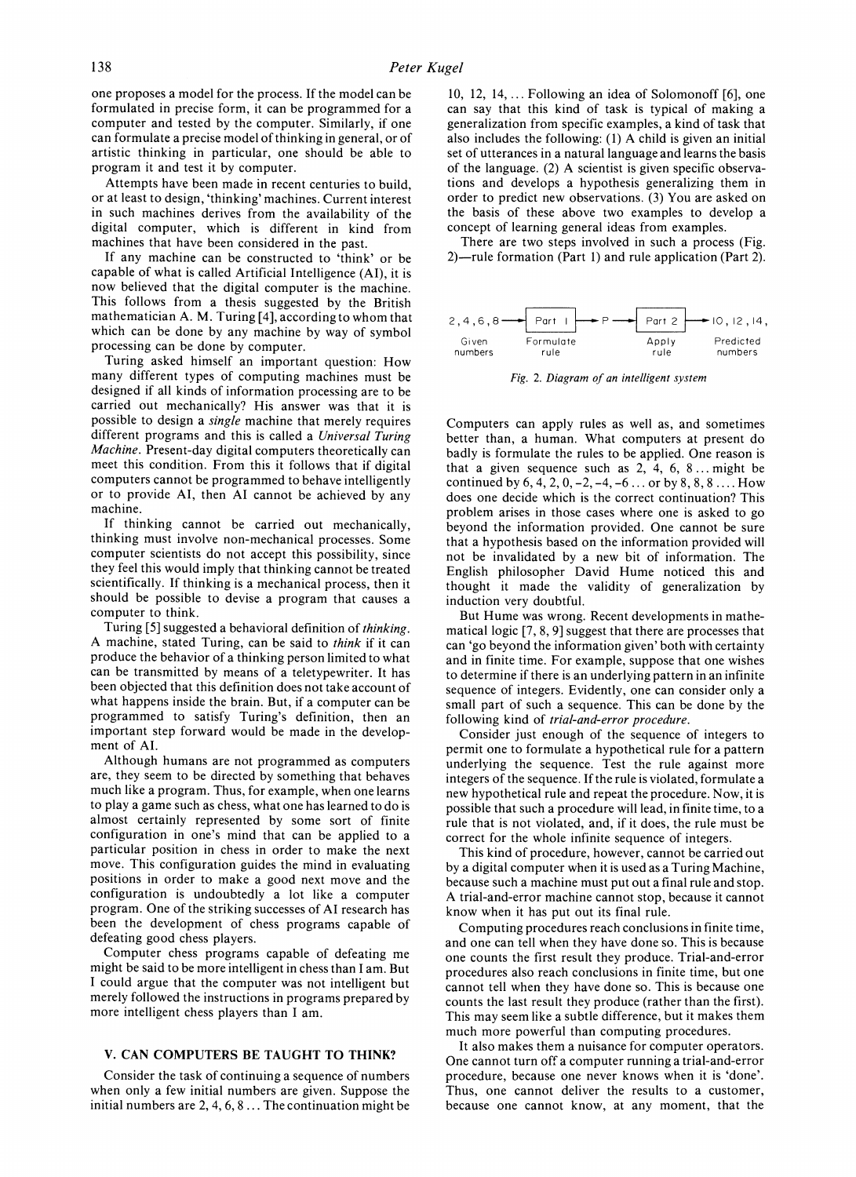one proposes a model for the process. If the model can be formulated in precise form, it can be programmed for a computer and tested by the computer. Similarly, if one can formulate a precise model of thinking in general, or of artistic thinking in particular, one should be able to program it and test it by computer.

Attempts have been made in recent centuries to build, or at least to design, 'thinking' machines. Current interest in such machines derives from the availability of the digital computer, which is different in kind from machines that have been considered in the past.

If any machine can be constructed to 'think' or be capable of what is called Artificial Intelligence (AI), it is now believed that the digital computer is the machine. This follows from a thesis suggested by the British mathematician A. M. Turing [4], according to whom that which can be done by any machine by way of symbol processing can be done by computer.

Turing asked himself an important question: How many different types of computing machines must be designed if all kinds of information processing are to be carried out mechanically? His answer was that it is possible to design a *single* machine that merely requires different programs and this is called a *Universal Turing Machine*. Present-day digital computers theoretically can meet this condition. From this it follows that if digital computers cannot be programmed to behave intelligently or to provide AI, then AI cannot be achieved by any machine.

If thinking cannot be carried out mechanically, thinking must involve non-mechanical processes. Some computer scientists do not accept this possibility, since they feel this would imply that thinking cannot be treated scientifically. If thinking is a mechanical process, then it should be possible to devise a program that causes a computer to think.

Turing [5] suggested a behavioral definition of *thinking*. A machine, stated Turing, can be said to *think* if it can produce the behavior of a thinking person limited to what can be transmitted by means of a teletypewriter. It has been objected that this definition does not take account of what happens inside the brain. But, if a computer can be programmed to satisfy Turing's definition, then an important step forward would be made in the development of AI.

Although humans are not programmed as computers are, they seem to be directed by something that behaves much like a program. Thus, for example, when one learns to play a game such as chess, what one has learned to do is almost certainly represented by some sort of finite configuration in one's mind that can be applied to a particular position in chess in order to make the next move. This configuration guides the mind in evaluating positions in order to make a good next move and the configuration is undoubtedly a lot like a computer program. One of the striking successes of AI research has been the development of chess programs capable of defeating good chess players.

Computer chess programs capable of defeating me might be said to be more intelligent in chess than I am. But I could argue that the computer was not intelligent but merely followed the instructions in programs prepared by more intelligent chess players than I am.

## V. CAN COMPUTERS BE TAUGHT TO THINK?

Consider the task of continuing a sequence of numbers when only a few initial numbers are given. Suppose the initial numbers are 2, 4, 6, 8 ... The continuation might be 10, 12, 14, ... Following an idea of Solomonoff [6], one can say that this kind of task is typical of making a generalization from specific examples, a kind of task that also includes the following: (1) A child is given an initial set of utterances in a natural language and learns the basis of the language. (2) A scientist is given specific observations and develops a hypothesis generalizing them in order to predict new observations. (3) You are asked on the basis of these above two examples to develop a concept of learning general ideas from examples.

There are two steps involved in such a process (Fig. 2)—rule formation (Part 1) and rule application (Part 2).

2, 4, 6, 8 (Given numbers) → Part 1 (Formulate rule) → P → Part 2 (Apply rule) → 10, 12, 14, (Predicted numbers)

*Fig. 2. Diagram of an intelligent system*

Computers can apply rules as well as, and sometimes better than, a human. What computers at present do badly is formulate the rules to be applied. One reason is that a given sequence such as 2, 4, 6, 8 ... might be continued by 6, 4, 2, 0, −2, −4, −6 ... or by 8, 8, 8 .... How does one decide which is the correct continuation? This problem arises in those cases where one is asked to go beyond the information provided. One cannot be sure that a hypothesis based on the information provided will not be invalidated by a new bit of information. The English philosopher David Hume noticed this and thought it made the validity of generalization by induction very doubtful.

But Hume was wrong. Recent developments in mathematical logic [7, 8, 9] suggest that there are processes that can 'go beyond the information given' both with certainty and in finite time. For example, suppose that one wishes to determine if there is an underlying pattern in an infinite sequence of integers. Evidently, one can consider only a small part of such a sequence. This can be done by the following kind of *trial-and-error procedure*.

Consider just enough of the sequence of integers to permit one to formulate a hypothetical rule for a pattern underlying the sequence. Test the rule against more integers of the sequence. If the rule is violated, formulate a new hypothetical rule and repeat the procedure. Now, it is possible that such a procedure will lead, in finite time, to a rule that is not violated, and, if it does, the rule must be correct for the whole infinite sequence of integers.

This kind of procedure, however, cannot be carried out by a digital computer when it is used as a Turing Machine, because such a machine must put out a final rule and stop. A trial-and-error machine cannot stop, because it cannot know when it has put out its final rule.

Computing procedures reach conclusions in finite time, and one can tell when they have done so. This is because one counts the first result they produce. Trial-and-error procedures also reach conclusions in finite time, but one cannot tell when they have done so. This is because one counts the last result they produce (rather than the first). This may seem like a subtle difference, but it makes them much more powerful than computing procedures.

It also makes them a nuisance for computer operators. One cannot turn off a computer running a trial-and-error procedure, because one never knows when it is 'done'. Thus, one cannot deliver the results to a customer, because one cannot know, at any moment, that the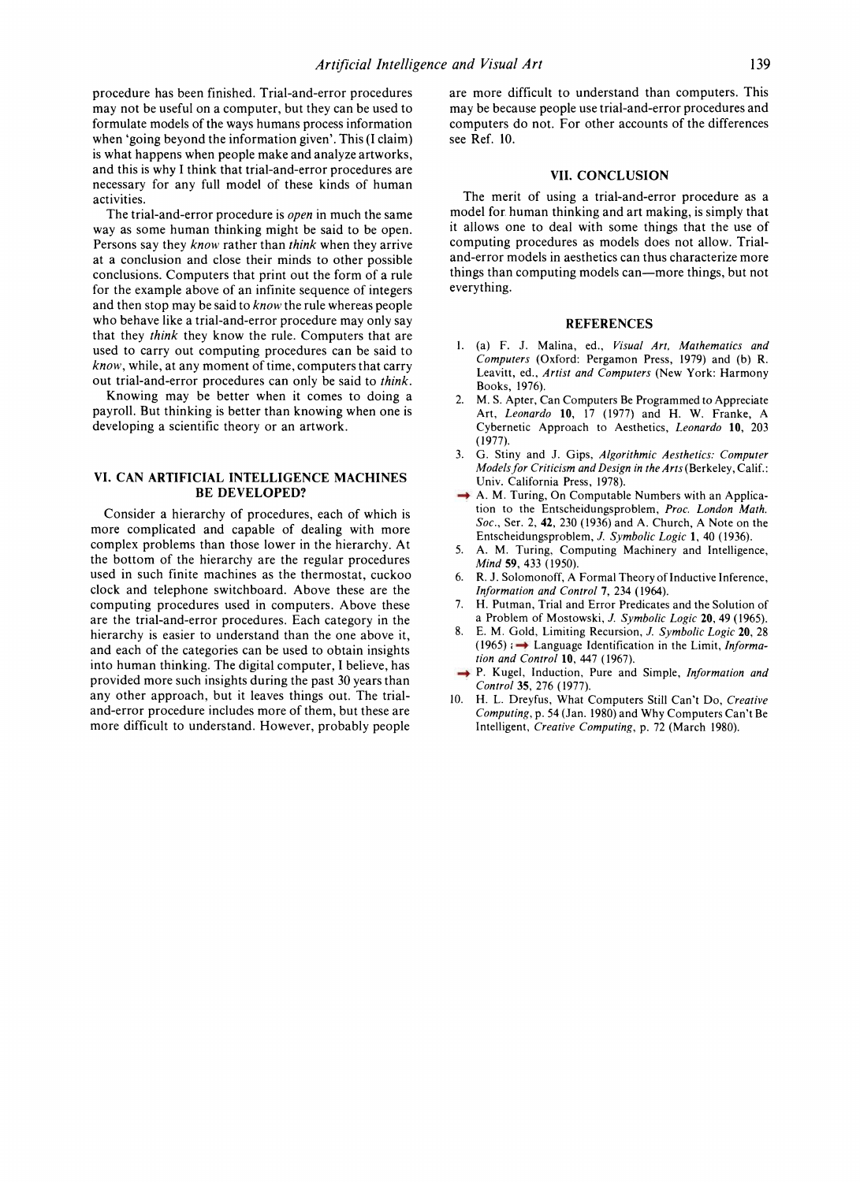procedure has been finished. Trial-and-error procedures may not be useful on a computer, but they can be used to formulate models of the ways humans process information when 'going beyond the information given'. This (I claim) is what happens when people make and analyze artworks, and this is why I think that trial-and-error procedures are necessary for any full model of these kinds of human activities.

The trial-and-error procedure is *open* in much the same way as some human thinking might be said to be open. Persons say they *know* rather than *think* when they arrive at a conclusion and close their minds to other possible conclusions. Computers that print out the form of a rule for the example above of an infinite sequence of integers and then stop may be said to *know* the rule whereas people who behave like a trial-and-error procedure may only say that they *think* they know the rule. Computers that are used to carry out computing procedures can be said to *know*, while, at any moment of time, computers that carry out trial-and-error procedures can only be said to *think*.

Knowing may be better when it comes to doing a payroll. But thinking is better than knowing when one is developing a scientific theory or an artwork.

## VI. CAN ARTIFICIAL INTELLIGENCE MACHINES BE DEVELOPED?

Consider a hierarchy of procedures, each of which is more complicated and capable of dealing with more complex problems than those lower in the hierarchy. At the bottom of the hierarchy are the regular procedures used in such finite machines as the thermostat, cuckoo clock and telephone switchboard. Above these are the computing procedures used in computers. Above these are the trial-and-error procedures. Each category in the hierarchy is easier to understand than the one above it, and each of the categories can be used to obtain insights into human thinking. The digital computer, I believe, has provided more such insights during the past 30 years than any other approach, but it leaves things out. The trial-and-error procedure includes more of them, but these are more difficult to understand. However, probably people are more difficult to understand than computers. This may be because people use trial-and-error procedures and computers do not. For other accounts of the differences see Ref. 10.

## VII. CONCLUSION

The merit of using a trial-and-error procedure as a model for human thinking and art making, is simply that it allows one to deal with some things that the use of computing procedures as models does not allow. Trial-and-error models in aesthetics can thus characterize more things than computing models can—more things, but not everything.

## REFERENCES

1. (a) F. J. Malina, ed., *Visual Art, Mathematics and Computers* (Oxford: Pergamon Press, 1979) and (b) R. Leavitt, ed., *Artist and Computers* (New York: Harmony Books, 1976).
2. M. S. Apter, Can Computers Be Programmed to Appreciate Art, *Leonardo* **10**, 17 (1977) and H. W. Franke, A Cybernetic Approach to Aesthetics, *Leonardo* **10**, 203 (1977).
3. G. Stiny and J. Gips, *Algorithmic Aesthetics: Computer Models for Criticism and Design in the Arts* (Berkeley, Calif.: Univ. California Press, 1978).
4. A. M. Turing, On Computable Numbers with an Application to the Entscheidungsproblem, *Proc. London Math. Soc.*, Ser. 2, **42**, 230 (1936) and A. Church, A Note on the Entscheidungsproblem, *J. Symbolic Logic* **1**, 40 (1936).
5. A. M. Turing, Computing Machinery and Intelligence, *Mind* **59**, 433 (1950).
6. R. J. Solomonoff, A Formal Theory of Inductive Inference, *Information and Control* **7**, 234 (1964).
7. H. Putman, Trial and Error Predicates and the Solution of a Problem of Mostowski, *J. Symbolic Logic* **20**, 49 (1965).
8. E. M. Gold, Limiting Recursion, *J. Symbolic Logic* **20**, 28 (1965); Language Identification in the Limit, *Information and Control* **10**, 447 (1967).
9. P. Kugel, Induction, Pure and Simple, *Information and Control* **35**, 276 (1977).
10. H. L. Dreyfus, What Computers Still Can't Do, *Creative Computing*, p. 54 (Jan. 1980) and Why Computers Can't Be Intelligent, *Creative Computing*, p. 72 (March 1980).